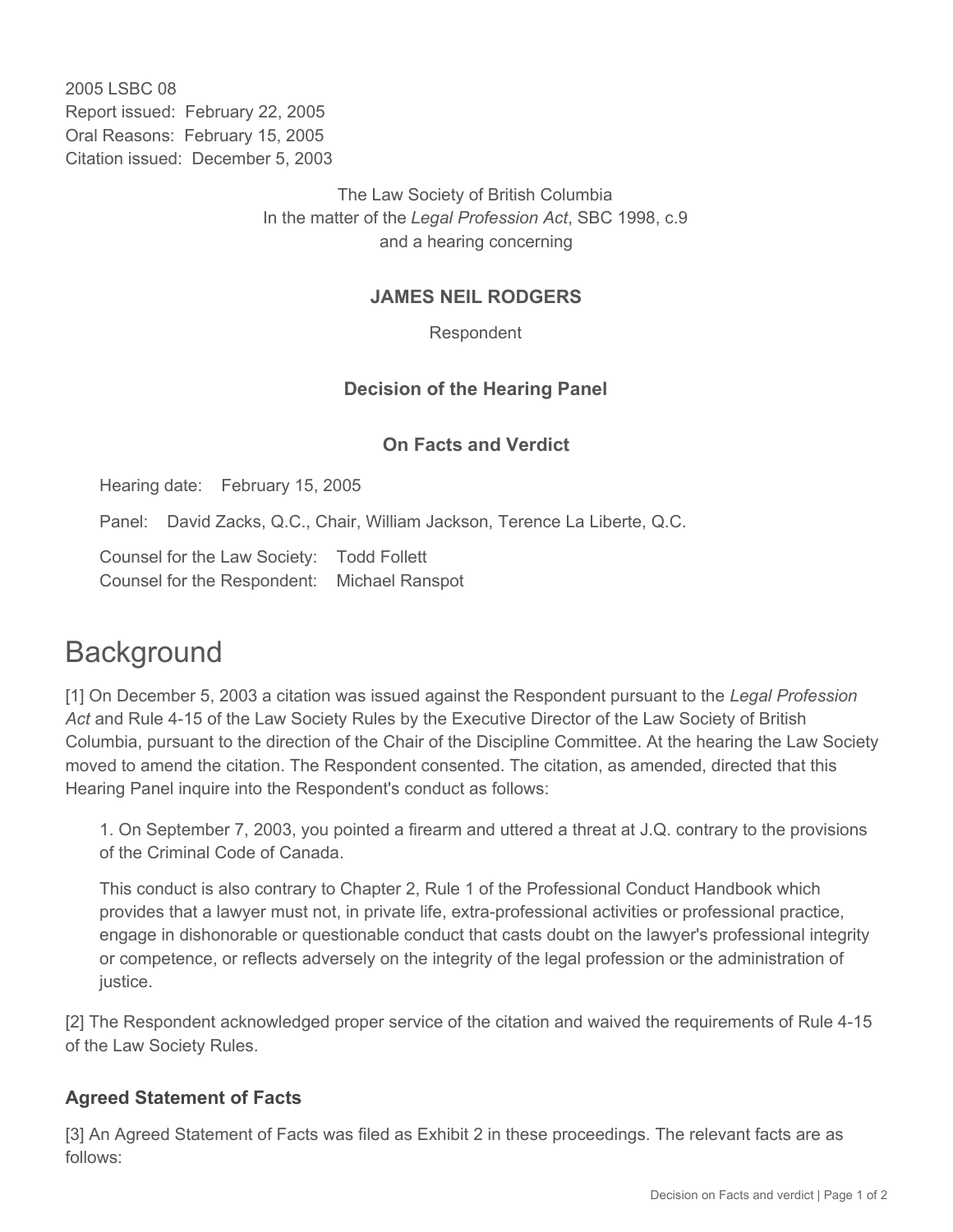2005 LSBC 08
Report issued: February 22, 2005
Oral Reasons: February 15, 2005
Citation issued: December 5, 2003

The Law Society of British Columbia
In the matter of the *Legal Profession Act*, SBC 1998, c.9
and a hearing concerning

**JAMES NEIL RODGERS**

Respondent

**Decision of the Hearing Panel**

**On Facts and Verdict**

Hearing date: February 15, 2005

Panel: David Zacks, Q.C., Chair, William Jackson, Terence La Liberte, Q.C.

Counsel for the Law Society: Todd Follett
Counsel for the Respondent: Michael Ranspot

# Background

[1] On December 5, 2003 a citation was issued against the Respondent pursuant to the *Legal Profession Act* and Rule 4-15 of the Law Society Rules by the Executive Director of the Law Society of British Columbia, pursuant to the direction of the Chair of the Discipline Committee. At the hearing the Law Society moved to amend the citation. The Respondent consented. The citation, as amended, directed that this Hearing Panel inquire into the Respondent's conduct as follows:

> 1. On September 7, 2003, you pointed a firearm and uttered a threat at J.Q. contrary to the provisions of the Criminal Code of Canada.
>
> This conduct is also contrary to Chapter 2, Rule 1 of the Professional Conduct Handbook which provides that a lawyer must not, in private life, extra-professional activities or professional practice, engage in dishonorable or questionable conduct that casts doubt on the lawyer's professional integrity or competence, or reflects adversely on the integrity of the legal profession or the administration of justice.

[2] The Respondent acknowledged proper service of the citation and waived the requirements of Rule 4-15 of the Law Society Rules.

### Agreed Statement of Facts

[3] An Agreed Statement of Facts was filed as Exhibit 2 in these proceedings. The relevant facts are as follows: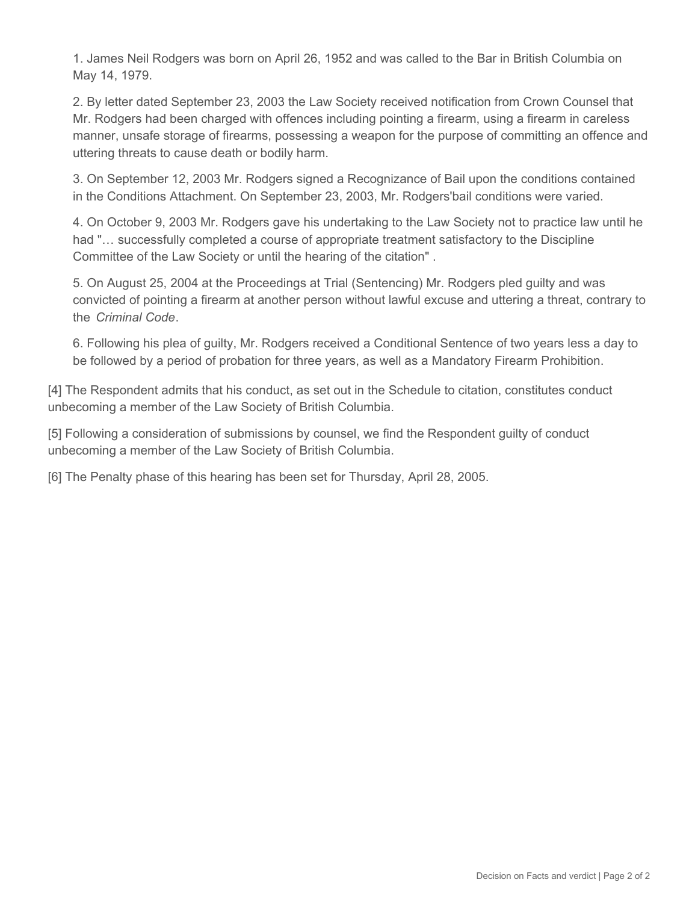1. James Neil Rodgers was born on April 26, 1952 and was called to the Bar in British Columbia on May 14, 1979.

2. By letter dated September 23, 2003 the Law Society received notification from Crown Counsel that Mr. Rodgers had been charged with offences including pointing a firearm, using a firearm in careless manner, unsafe storage of firearms, possessing a weapon for the purpose of committing an offence and uttering threats to cause death or bodily harm.

3. On September 12, 2003 Mr. Rodgers signed a Recognizance of Bail upon the conditions contained in the Conditions Attachment. On September 23, 2003, Mr. Rodgers'bail conditions were varied.

4. On October 9, 2003 Mr. Rodgers gave his undertaking to the Law Society not to practice law until he had "… successfully completed a course of appropriate treatment satisfactory to the Discipline Committee of the Law Society or until the hearing of the citation" .

5. On August 25, 2004 at the Proceedings at Trial (Sentencing) Mr. Rodgers pled guilty and was convicted of pointing a firearm at another person without lawful excuse and uttering a threat, contrary to the *Criminal Code*.

6. Following his plea of guilty, Mr. Rodgers received a Conditional Sentence of two years less a day to be followed by a period of probation for three years, as well as a Mandatory Firearm Prohibition.

[4] The Respondent admits that his conduct, as set out in the Schedule to citation, constitutes conduct unbecoming a member of the Law Society of British Columbia.

[5] Following a consideration of submissions by counsel, we find the Respondent guilty of conduct unbecoming a member of the Law Society of British Columbia.

[6] The Penalty phase of this hearing has been set for Thursday, April 28, 2005.